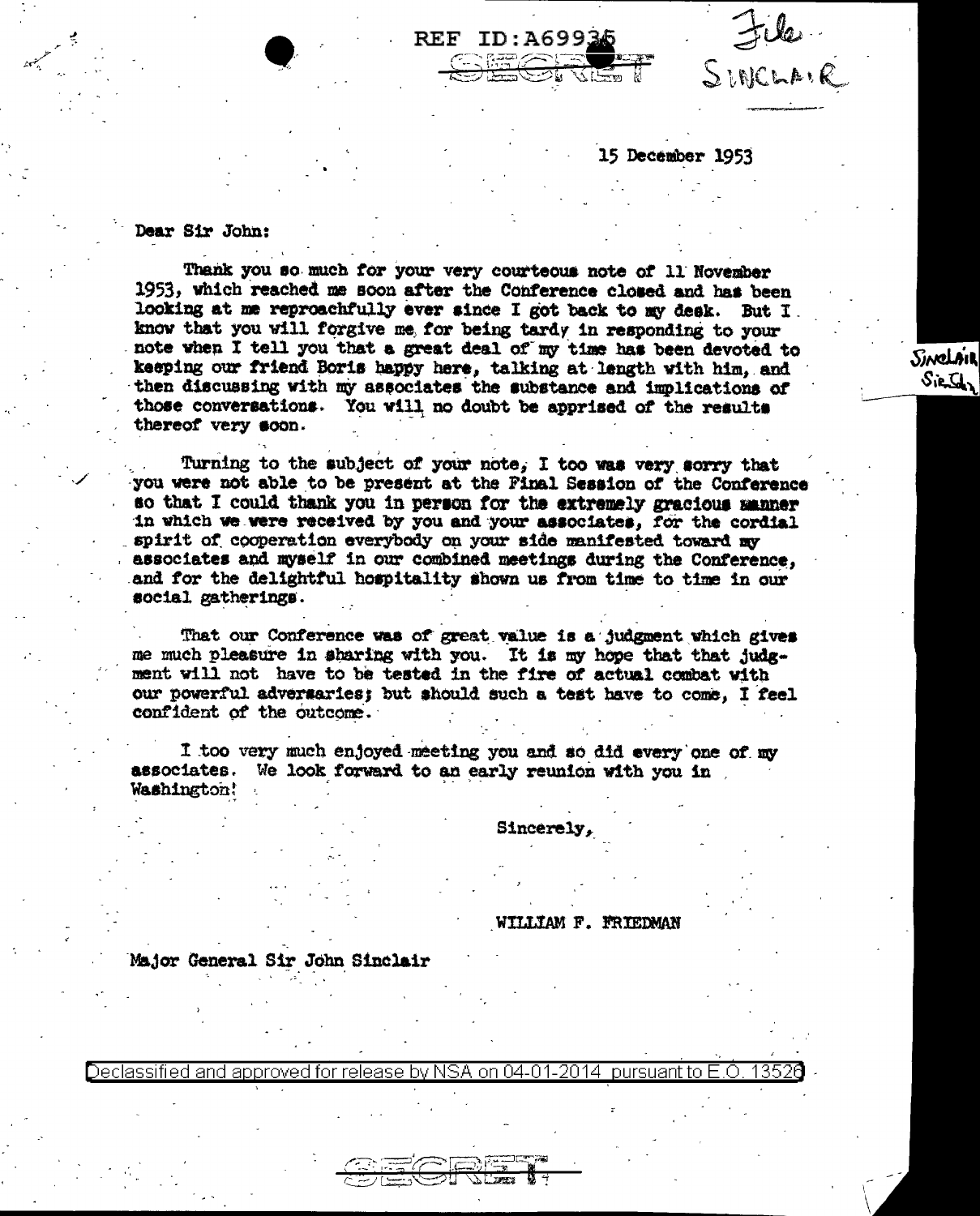REF ID:A69935

SECRET

File
SINCLAIR

15 December 1953

Dear Sir John:

Thank you so much for your very courteous note of 11 November 1953, which reached me soon after the Conference closed and has been looking at me reproachfully ever since I got back to my desk. But I know that you will forgive me for being tardy in responding to your note when I tell you that a great deal of my time has been devoted to keeping our friend Boris happy here, talking at length with him, and then discussing with my associates the substance and implications of those conversations. You will no doubt be apprised of the results thereof very soon.

Turning to the subject of your note, I too was very sorry that you were not able to be present at the Final Session of the Conference so that I could thank you in person for the extremely gracious manner in which we were received by you and your associates, for the cordial spirit of cooperation everybody on your side manifested toward my associates and myself in our combined meetings during the Conference, and for the delightful hospitality shown us from time to time in our social gatherings.

That our Conference was of great value is a judgment which gives me much pleasure in sharing with you. It is my hope that that judgment will not have to be tested in the fire of actual combat with our powerful adversaries; but should such a test have to come, I feel confident of the outcome.

I too very much enjoyed meeting you and so did every one of my associates. We look forward to an early reunion with you in Washington!

Sincerely,

WILLIAM F. FRIEDMAN

Major General Sir John Sinclair

SINCLAIR
Sir J.

Declassified and approved for release by NSA on 04-01-2014 pursuant to E.O. 13526

SECRET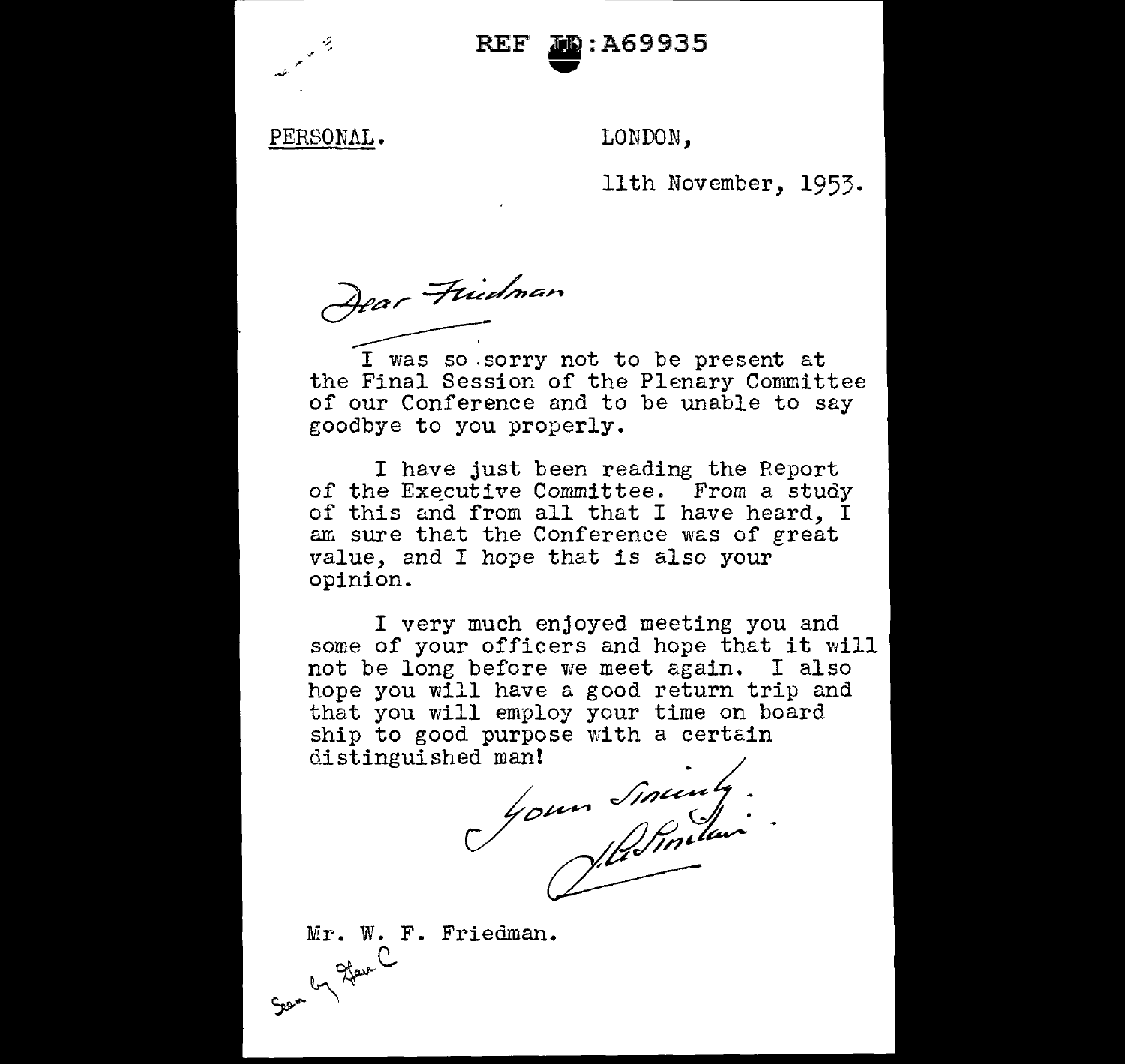REF ID:A69935

PERSONAL. LONDON,

11th November, 1953.

Dear Friedman

I was so sorry not to be present at the Final Session of the Plenary Committee of our Conference and to be unable to say goodbye to you properly.

I have just been reading the Report of the Executive Committee. From a study of this and from all that I have heard, I am sure that the Conference was of great value, and I hope that is also your opinion.

I very much enjoyed meeting you and some of your officers and hope that it will not be long before we meet again. I also hope you will have a good return trip and that you will employ your time on board ship to good purpose with a certain distinguished man!

Yours Sincerely.

J. Sinclair.

Mr. W. F. Friedman.

Seen by Gen C